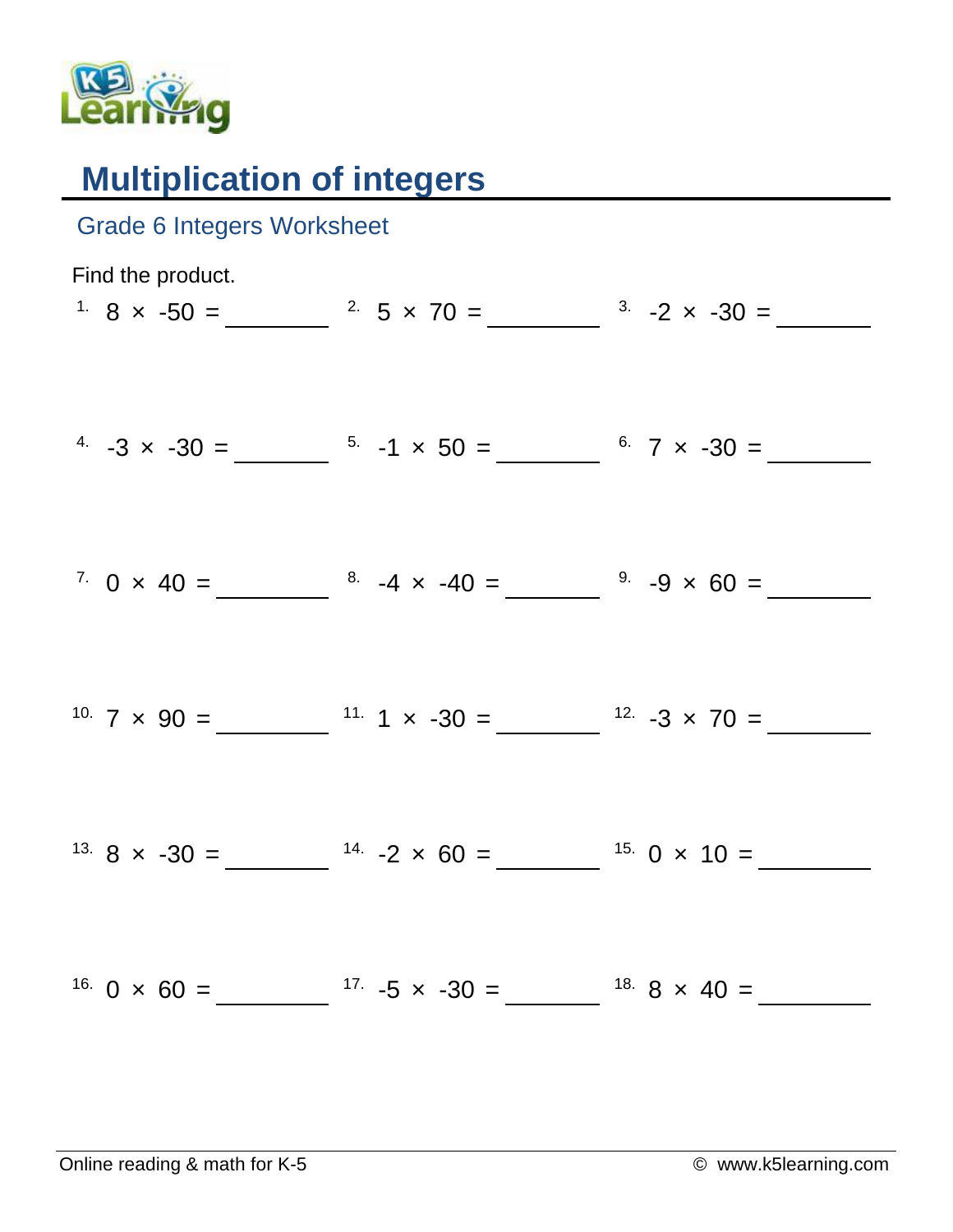# Multiplication of integers

## Grade 6 Integers Worksheet

Find the product.

1. $8 \times -50 =$ ______
2. $5 \times 70 =$ ______
3. $-2 \times -30 =$ ______
4. $-3 \times -30 =$ ______
5. $-1 \times 50 =$ ______
6. $7 \times -30 =$ ______
7. $0 \times 40 =$ ______
8. $-4 \times -40 =$ ______
9. $-9 \times 60 =$ ______
10. $7 \times 90 =$ ______
11. $1 \times -30 =$ ______
12. $-3 \times 70 =$ ______
13. $8 \times -30 =$ ______
14. $-2 \times 60 =$ ______
15. $0 \times 10 =$ ______
16. $0 \times 60 =$ ______
17. $-5 \times -30 =$ ______
18. $8 \times 40 =$ ______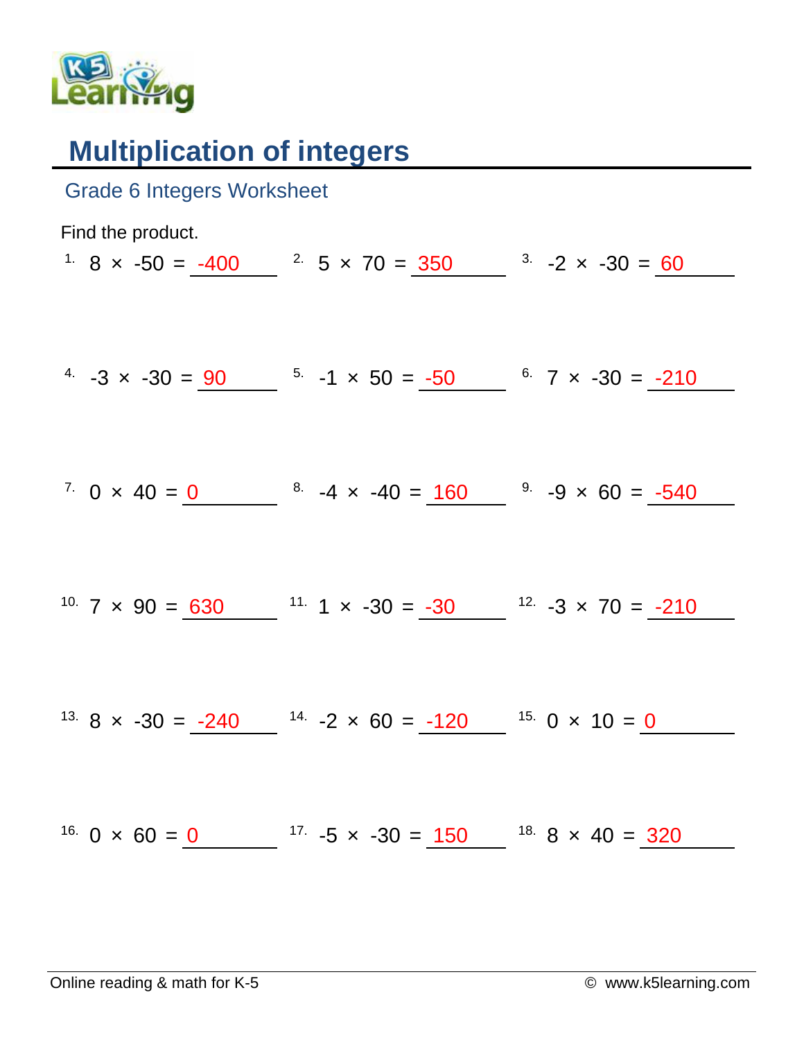# Multiplication of integers

## Grade 6 Integers Worksheet

Find the product.

1. $8 \times -50 = -400$
2. $5 \times 70 = 350$
3. $-2 \times -30 = 60$
4. $-3 \times -30 = 90$
5. $-1 \times 50 = -50$
6. $7 \times -30 = -210$
7. $0 \times 40 = 0$
8. $-4 \times -40 = 160$
9. $-9 \times 60 = -540$
10. $7 \times 90 = 630$
11. $1 \times -30 = -30$
12. $-3 \times 70 = -210$
13. $8 \times -30 = -240$
14. $-2 \times 60 = -120$
15. $0 \times 10 = 0$
16. $0 \times 60 = 0$
17. $-5 \times -30 = 150$
18. $8 \times 40 = 320$